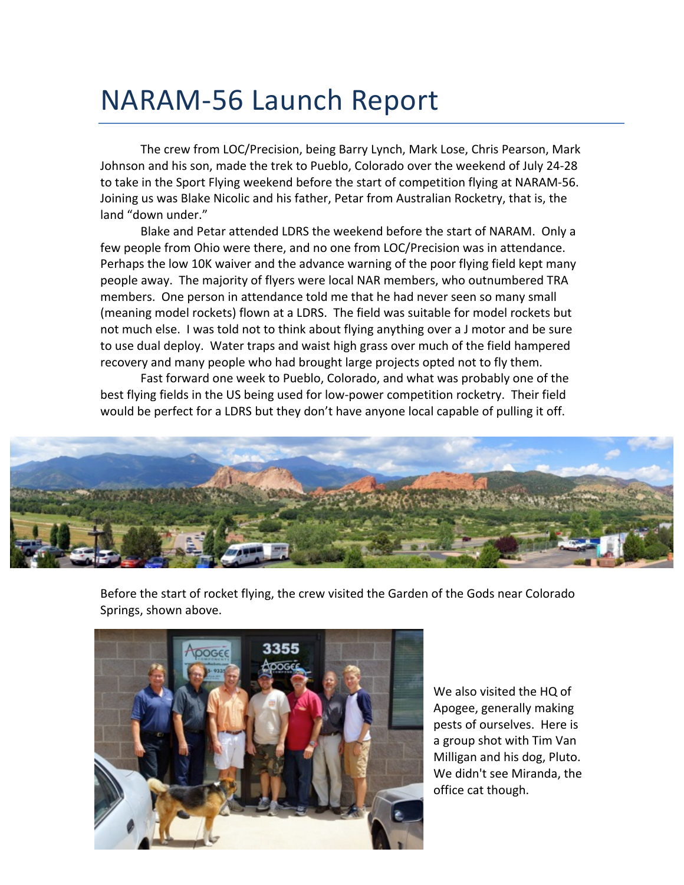# NARAM-56 Launch Report

The crew from LOC/Precision, being Barry Lynch, Mark Lose, Chris Pearson, Mark Johnson and his son, made the trek to Pueblo, Colorado over the weekend of July 24-28 to take in the Sport Flying weekend before the start of competition flying at NARAM-56. Joining us was Blake Nicolic and his father, Petar from Australian Rocketry, that is, the land "down under."

Blake and Petar attended LDRS the weekend before the start of NARAM. Only a few people from Ohio were there, and no one from LOC/Precision was in attendance. Perhaps the low 10K waiver and the advance warning of the poor flying field kept many people away. The majority of flyers were local NAR members, who outnumbered TRA members. One person in attendance told me that he had never seen so many small (meaning model rockets) flown at a LDRS. The field was suitable for model rockets but not much else. I was told not to think about flying anything over a J motor and be sure to use dual deploy. Water traps and waist high grass over much of the field hampered recovery and many people who had brought large projects opted not to fly them.

Fast forward one week to Pueblo, Colorado, and what was probably one of the best flying fields in the US being used for low-power competition rocketry. Their field would be perfect for a LDRS but they don't have anyone local capable of pulling it off.

Before the start of rocket flying, the crew visited the Garden of the Gods near Colorado Springs, shown above.

We also visited the HQ of Apogee, generally making pests of ourselves. Here is a group shot with Tim Van Milligan and his dog, Pluto. We didn't see Miranda, the office cat though.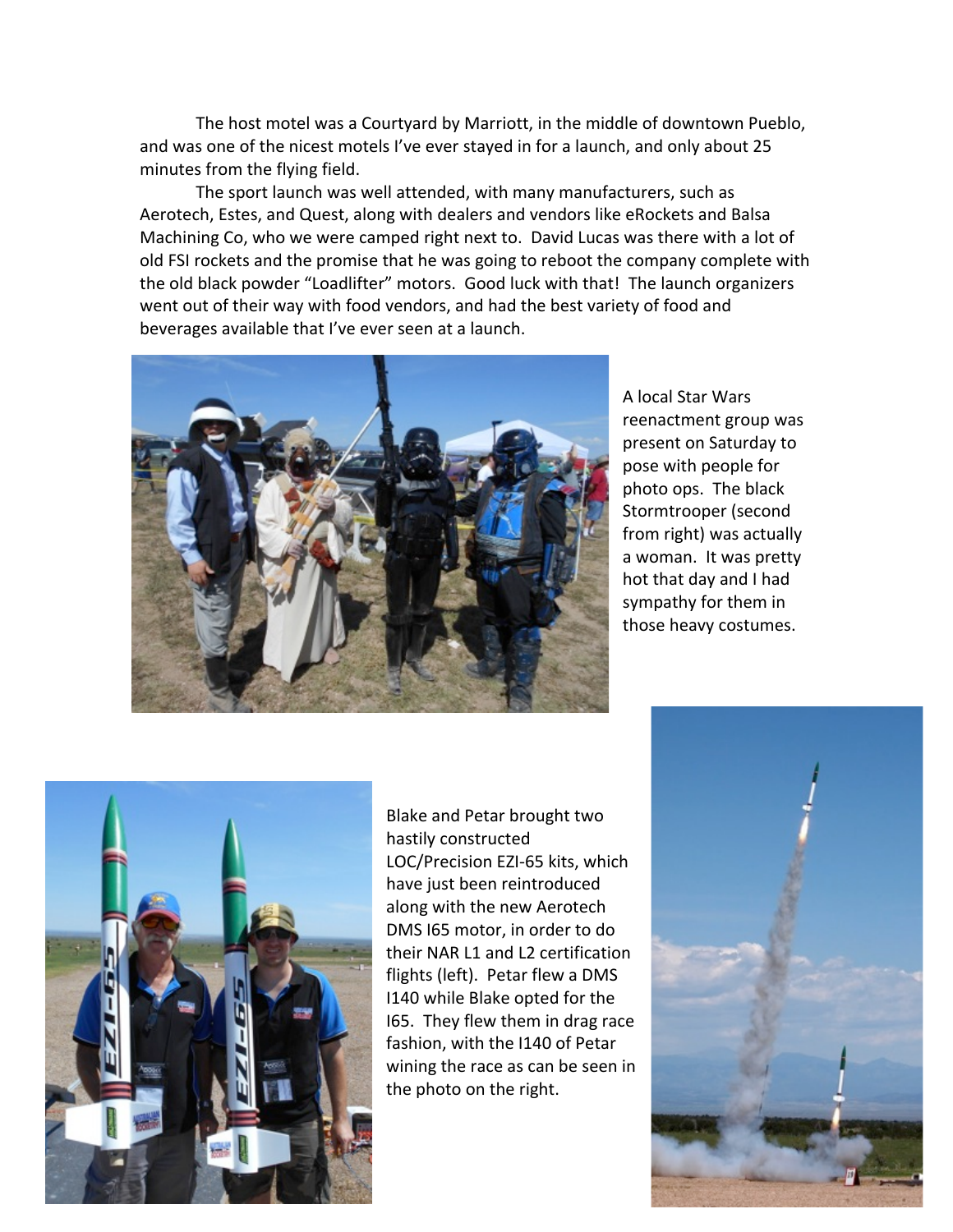The host motel was a Courtyard by Marriott, in the middle of downtown Pueblo, and was one of the nicest motels I've ever stayed in for a launch, and only about 25 minutes from the flying field.

The sport launch was well attended, with many manufacturers, such as Aerotech, Estes, and Quest, along with dealers and vendors like eRockets and Balsa Machining Co, who we were camped right next to. David Lucas was there with a lot of old FSI rockets and the promise that he was going to reboot the company complete with the old black powder "Loadlifter" motors. Good luck with that! The launch organizers went out of their way with food vendors, and had the best variety of food and beverages available that I've ever seen at a launch.

A local Star Wars reenactment group was present on Saturday to pose with people for photo ops. The black Stormtrooper (second from right) was actually a woman. It was pretty hot that day and I had sympathy for them in those heavy costumes.

Blake and Petar brought two hastily constructed LOC/Precision EZI-65 kits, which have just been reintroduced along with the new Aerotech DMS I65 motor, in order to do their NAR L1 and L2 certification flights (left). Petar flew a DMS I140 while Blake opted for the I65. They flew them in drag race fashion, with the I140 of Petar wining the race as can be seen in the photo on the right.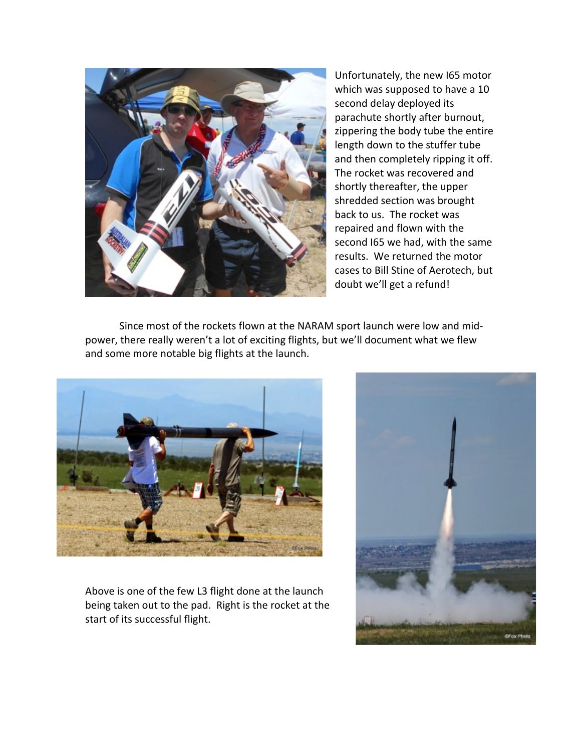Unfortunately, the new I65 motor which was supposed to have a 10 second delay deployed its parachute shortly after burnout, zippering the body tube the entire length down to the stuffer tube and then completely ripping it off. The rocket was recovered and shortly thereafter, the upper shredded section was brought back to us. The rocket was repaired and flown with the second I65 we had, with the same results. We returned the motor cases to Bill Stine of Aerotech, but doubt we'll get a refund!

Since most of the rockets flown at the NARAM sport launch were low and mid-power, there really weren't a lot of exciting flights, but we'll document what we flew and some more notable big flights at the launch.

Above is one of the few L3 flight done at the launch being taken out to the pad. Right is the rocket at the start of its successful flight.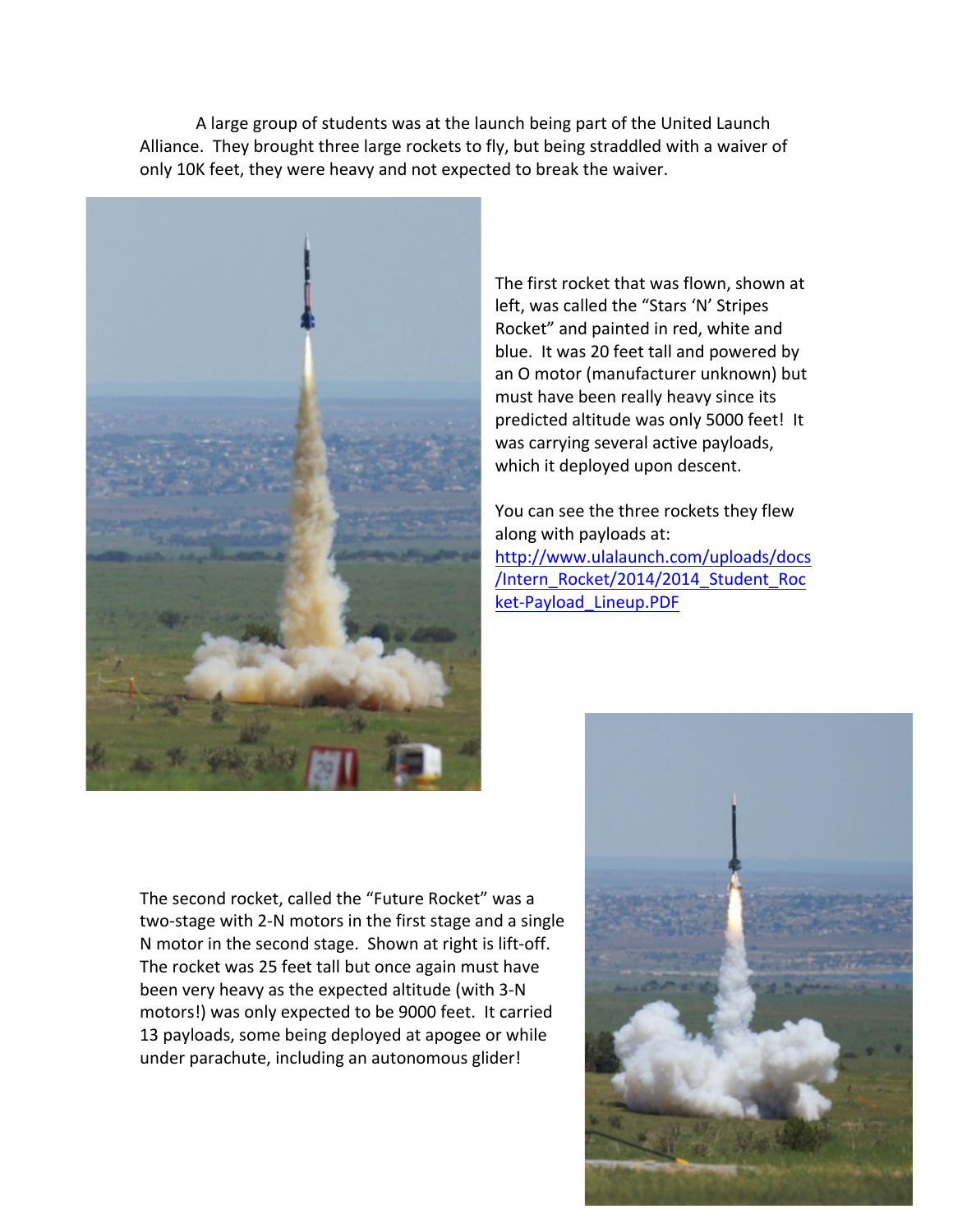A large group of students was at the launch being part of the United Launch Alliance. They brought three large rockets to fly, but being straddled with a waiver of only 10K feet, they were heavy and not expected to break the waiver.

The first rocket that was flown, shown at left, was called the "Stars 'N' Stripes Rocket" and painted in red, white and blue. It was 20 feet tall and powered by an O motor (manufacturer unknown) but must have been really heavy since its predicted altitude was only 5000 feet! It was carrying several active payloads, which it deployed upon descent.

You can see the three rockets they flew along with payloads at: [http://www.ulalaunch.com/uploads/docs/Intern_Rocket/2014/2014_Student_Rocket-Payload_Lineup.PDF](http://www.ulalaunch.com/uploads/docs/Intern_Rocket/2014/2014_Student_Rocket-Payload_Lineup.PDF)

The second rocket, called the "Future Rocket" was a two-stage with 2-N motors in the first stage and a single N motor in the second stage. Shown at right is lift-off. The rocket was 25 feet tall but once again must have been very heavy as the expected altitude (with 3-N motors!) was only expected to be 9000 feet. It carried 13 payloads, some being deployed at apogee or while under parachute, including an autonomous glider!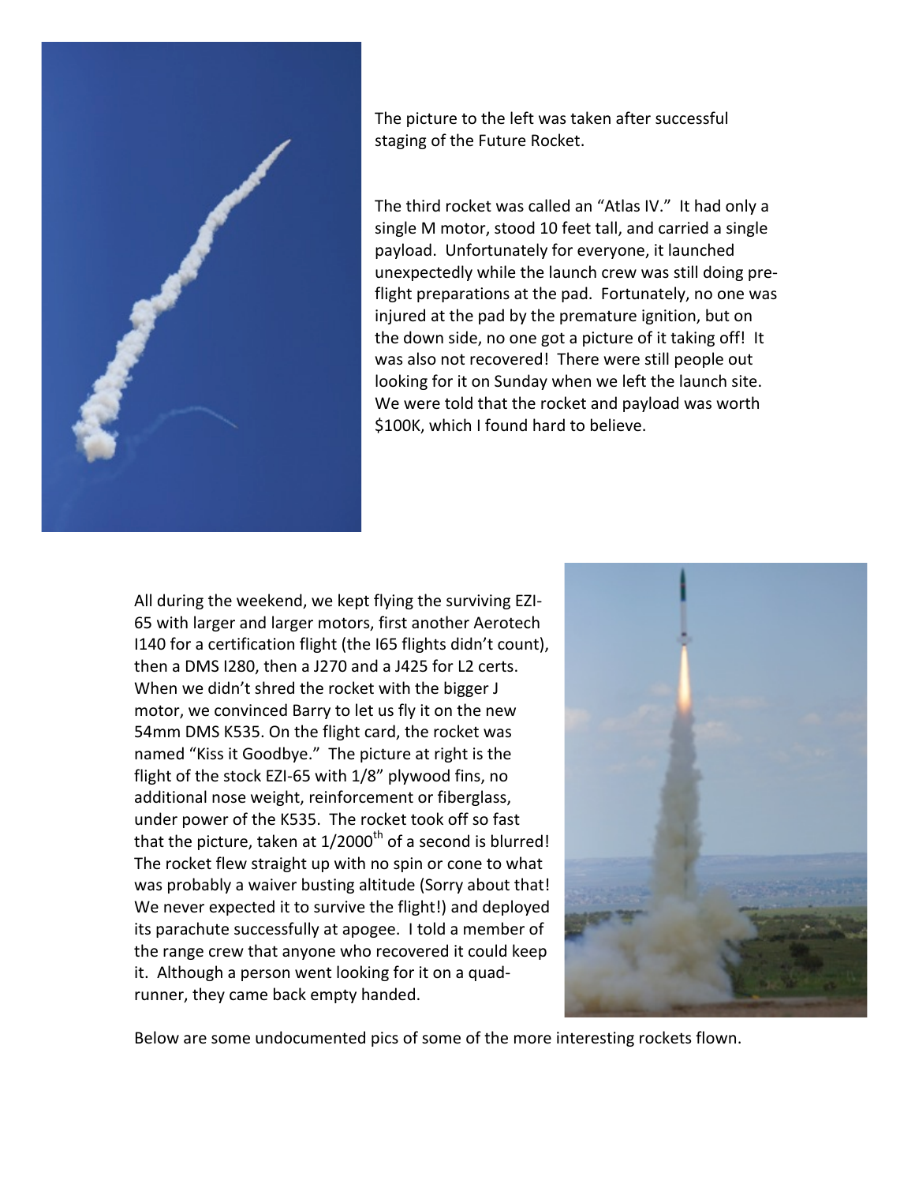The picture to the left was taken after successful staging of the Future Rocket.

The third rocket was called an "Atlas IV." It had only a single M motor, stood 10 feet tall, and carried a single payload. Unfortunately for everyone, it launched unexpectedly while the launch crew was still doing pre-flight preparations at the pad. Fortunately, no one was injured at the pad by the premature ignition, but on the down side, no one got a picture of it taking off! It was also not recovered! There were still people out looking for it on Sunday when we left the launch site. We were told that the rocket and payload was worth $100K, which I found hard to believe.

All during the weekend, we kept flying the surviving EZI-65 with larger and larger motors, first another Aerotech I140 for a certification flight (the I65 flights didn't count), then a DMS I280, then a J270 and a J425 for L2 certs. When we didn't shred the rocket with the bigger J motor, we convinced Barry to let us fly it on the new 54mm DMS K535. On the flight card, the rocket was named "Kiss it Goodbye." The picture at right is the flight of the stock EZI-65 with 1/8" plywood fins, no additional nose weight, reinforcement or fiberglass, under power of the K535. The rocket took off so fast that the picture, taken at 1/2000$^{th}$ of a second is blurred! The rocket flew straight up with no spin or cone to what was probably a waiver busting altitude (Sorry about that! We never expected it to survive the flight!) and deployed its parachute successfully at apogee. I told a member of the range crew that anyone who recovered it could keep it. Although a person went looking for it on a quad-runner, they came back empty handed.

Below are some undocumented pics of some of the more interesting rockets flown.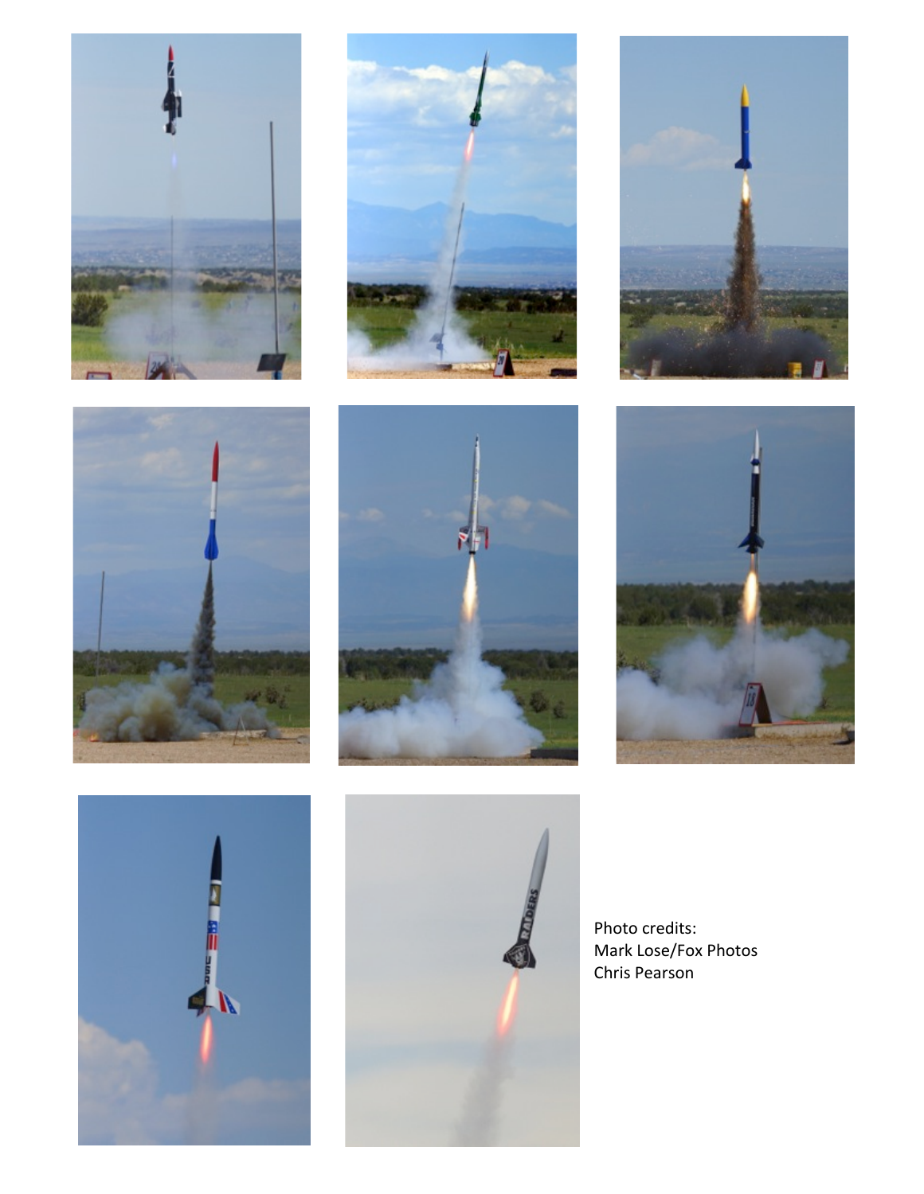Photo credits:
Mark Lose/Fox Photos
Chris Pearson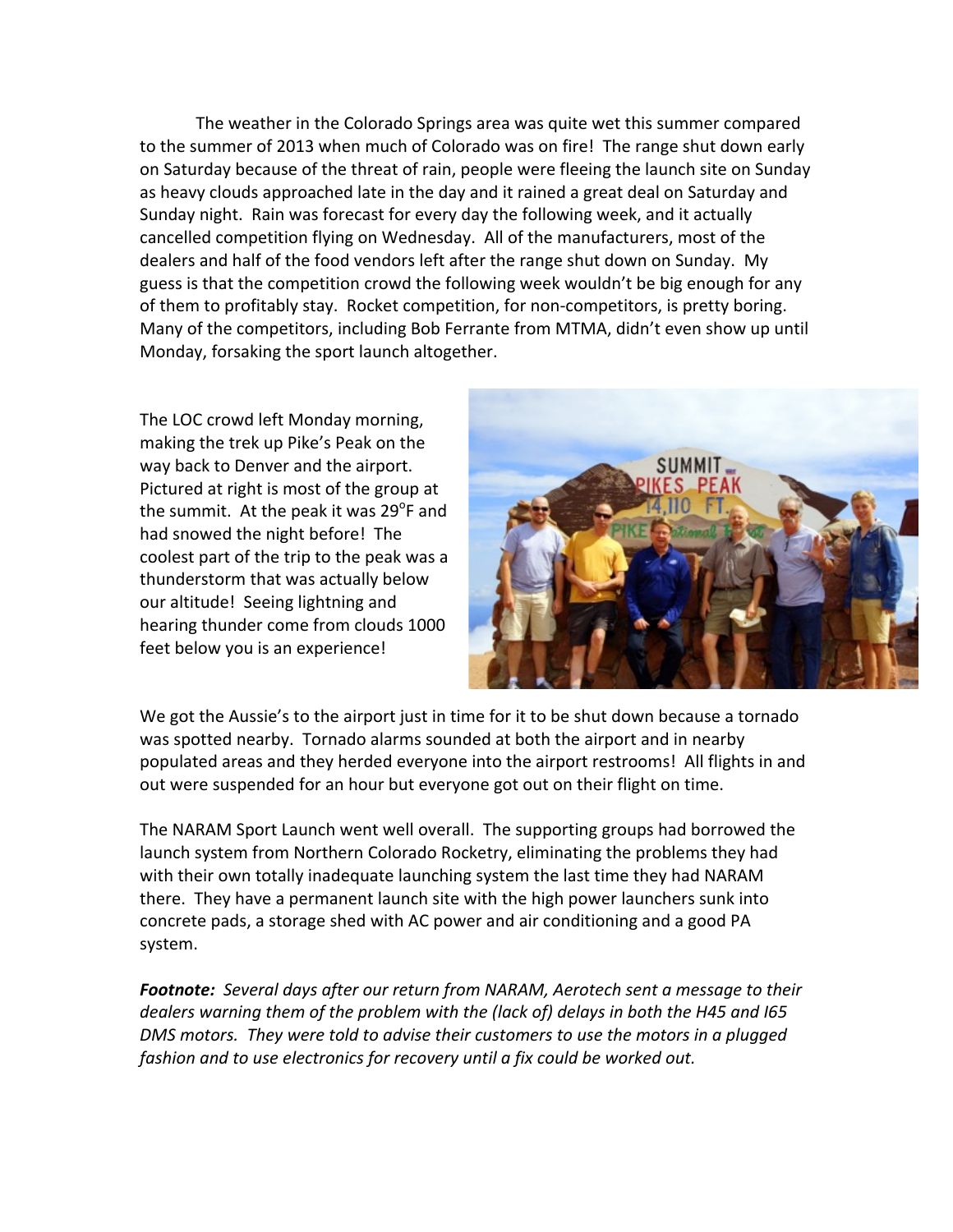The weather in the Colorado Springs area was quite wet this summer compared to the summer of 2013 when much of Colorado was on fire! The range shut down early on Saturday because of the threat of rain, people were fleeing the launch site on Sunday as heavy clouds approached late in the day and it rained a great deal on Saturday and Sunday night. Rain was forecast for every day the following week, and it actually cancelled competition flying on Wednesday. All of the manufacturers, most of the dealers and half of the food vendors left after the range shut down on Sunday. My guess is that the competition crowd the following week wouldn't be big enough for any of them to profitably stay. Rocket competition, for non-competitors, is pretty boring. Many of the competitors, including Bob Ferrante from MTMA, didn't even show up until Monday, forsaking the sport launch altogether.

The LOC crowd left Monday morning, making the trek up Pike's Peak on the way back to Denver and the airport. Pictured at right is most of the group at the summit. At the peak it was 29°F and had snowed the night before! The coolest part of the trip to the peak was a thunderstorm that was actually below our altitude! Seeing lightning and hearing thunder come from clouds 1000 feet below you is an experience!

We got the Aussie's to the airport just in time for it to be shut down because a tornado was spotted nearby. Tornado alarms sounded at both the airport and in nearby populated areas and they herded everyone into the airport restrooms! All flights in and out were suspended for an hour but everyone got out on their flight on time.

The NARAM Sport Launch went well overall. The supporting groups had borrowed the launch system from Northern Colorado Rocketry, eliminating the problems they had with their own totally inadequate launching system the last time they had NARAM there. They have a permanent launch site with the high power launchers sunk into concrete pads, a storage shed with AC power and air conditioning and a good PA system.

***Footnote:*** *Several days after our return from NARAM, Aerotech sent a message to their dealers warning them of the problem with the (lack of) delays in both the H45 and I65 DMS motors. They were told to advise their customers to use the motors in a plugged fashion and to use electronics for recovery until a fix could be worked out.*